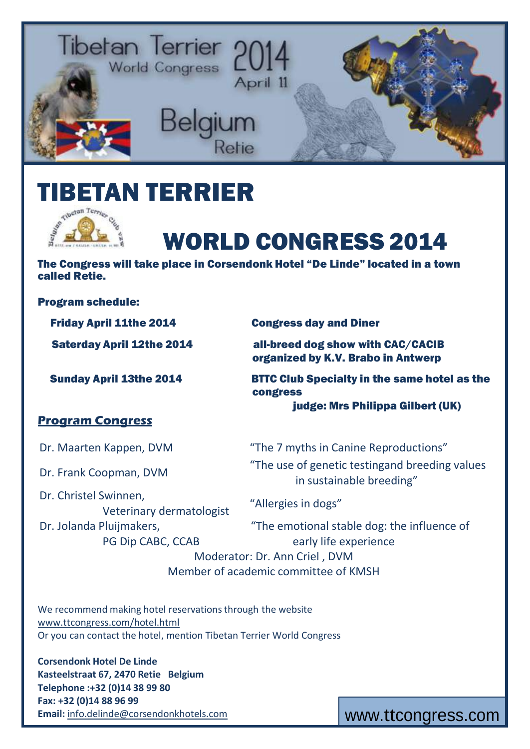Tibetan Terrier World Congress 2014 April 11

Belgium Retie

# TIBETAN TERRIER

# WORLD CONGRESS 2014

**The Congress will take place in Corsendonk Hotel "De Linde" located in a town called Retie.**

**Program schedule:**

| | |
|---|---|
| **Friday April 11the 2014** | **Congress day and Diner** |
| **Saterday April 12the 2014** | **all-breed dog show with CAC/CACIB organized by K.V. Brabo in Antwerp** |
| **Sunday April 13the 2014** | **BTTC Club Specialty in the same hotel as the congress judge: Mrs Philippa Gilbert (UK)** |

## Program Congress

| | |
|---|---|
| Dr. Maarten Kappen, DVM | "The 7 myths in Canine Reproductions" |
| Dr. Frank Coopman, DVM | "The use of genetic testingand breeding values in sustainable breeding" |
| Dr. Christel Swinnen, Veterinary dermatologist | "Allergies in dogs" |
| Dr. Jolanda Pluijmakers, PG Dip CABC, CCAB | "The emotional stable dog: the influence of early life experience |

Moderator: Dr. Ann Criel , DVM
Member of academic committee of KMSH

We recommend making hotel reservations through the website
www.ttcongress.com/hotel.html
Or you can contact the hotel, mention Tibetan Terrier World Congress

**Corsendonk Hotel De Linde**
**Kasteelstraat 67, 2470 Retie Belgium**
**Telephone :+32 (0)14 38 99 80**
**Fax: +32 (0)14 88 96 99**
**Email:** info.delinde@corsendonkhotels.com

www.ttcongress.com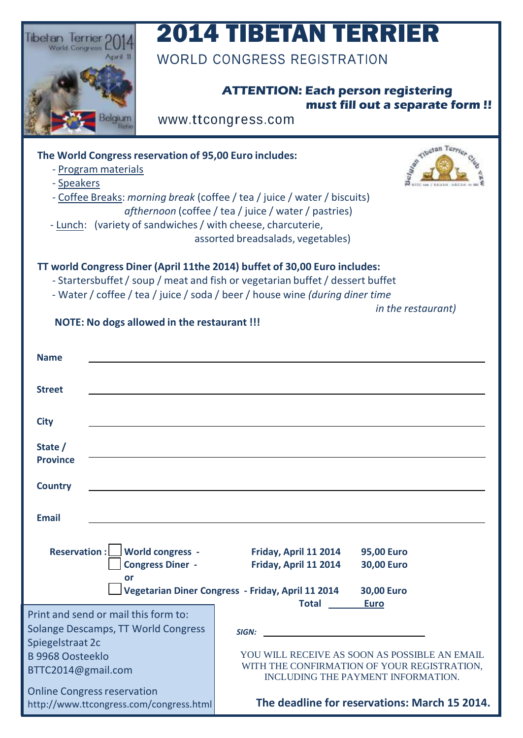# 2014 TIBETAN TERRIER

WORLD CONGRESS REGISTRATION

**ATTENTION: Each person registering must fill out a separate form !!**

www.ttcongress.com

**The World Congress reservation of 95,00 Euro includes:**

- Program materials
- Speakers
- Coffee Breaks: *morning break* (coffee / tea / juice / water / biscuits)
  *afthernoon* (coffee / tea / juice / water / pastries)
- Lunch: (variety of sandwiches / with cheese, charcuterie, assorted breadsalads, vegetables)

**TT world Congress Diner (April 11the 2014) buffet of 30,00 Euro includes:**

- Startersbuffet / soup / meat and fish or vegetarian buffet / dessert buffet
- Water / coffee / tea / juice / soda / beer / house wine *(during diner time in the restaurant)*

**NOTE: No dogs allowed in the restaurant !!!**

**Name** \_\_\_\_\_\_\_\_\_\_\_\_\_\_\_\_\_\_\_\_\_\_\_\_\_\_\_\_\_\_

**Street** \_\_\_\_\_\_\_\_\_\_\_\_\_\_\_\_\_\_\_\_\_\_\_\_\_\_\_\_\_\_

**City** \_\_\_\_\_\_\_\_\_\_\_\_\_\_\_\_\_\_\_\_\_\_\_\_\_\_\_\_\_\_

**State / Province** \_\_\_\_\_\_\_\_\_\_\_\_\_\_\_\_\_\_\_\_\_\_\_\_\_\_\_\_\_\_

**Country** \_\_\_\_\_\_\_\_\_\_\_\_\_\_\_\_\_\_\_\_\_\_\_\_\_\_\_\_\_\_

**Email** \_\_\_\_\_\_\_\_\_\_\_\_\_\_\_\_\_\_\_\_\_\_\_\_\_\_\_\_\_\_

**Reservation :**

- ☐ **World congress - Friday, April 11 2014 95,00 Euro**
- ☐ **Congress Diner - Friday, April 11 2014 30,00 Euro**

**or**

- ☐ **Vegetarian Diner Congress - Friday, April 11 2014 30,00 Euro**

**Total \_\_\_\_\_\_ Euro**

Print and send or mail this form to:
Solange Descamps, TT World Congress
Spiegelstraat 2c
B 9968 Oosteeklo
BTTC2014@gmail.com

Online Congress reservation
http://www.ttcongress.com/congress.html

***SIGN:*** \_\_\_\_\_\_\_\_\_\_\_\_\_\_\_\_\_\_\_\_\_\_\_\_

YOU WILL RECEIVE AS SOON AS POSSIBLE AN EMAIL WITH THE CONFIRMATION OF YOUR REGISTRATION, INCLUDING THE PAYMENT INFORMATION.

**The deadline for reservations: March 15 2014.**